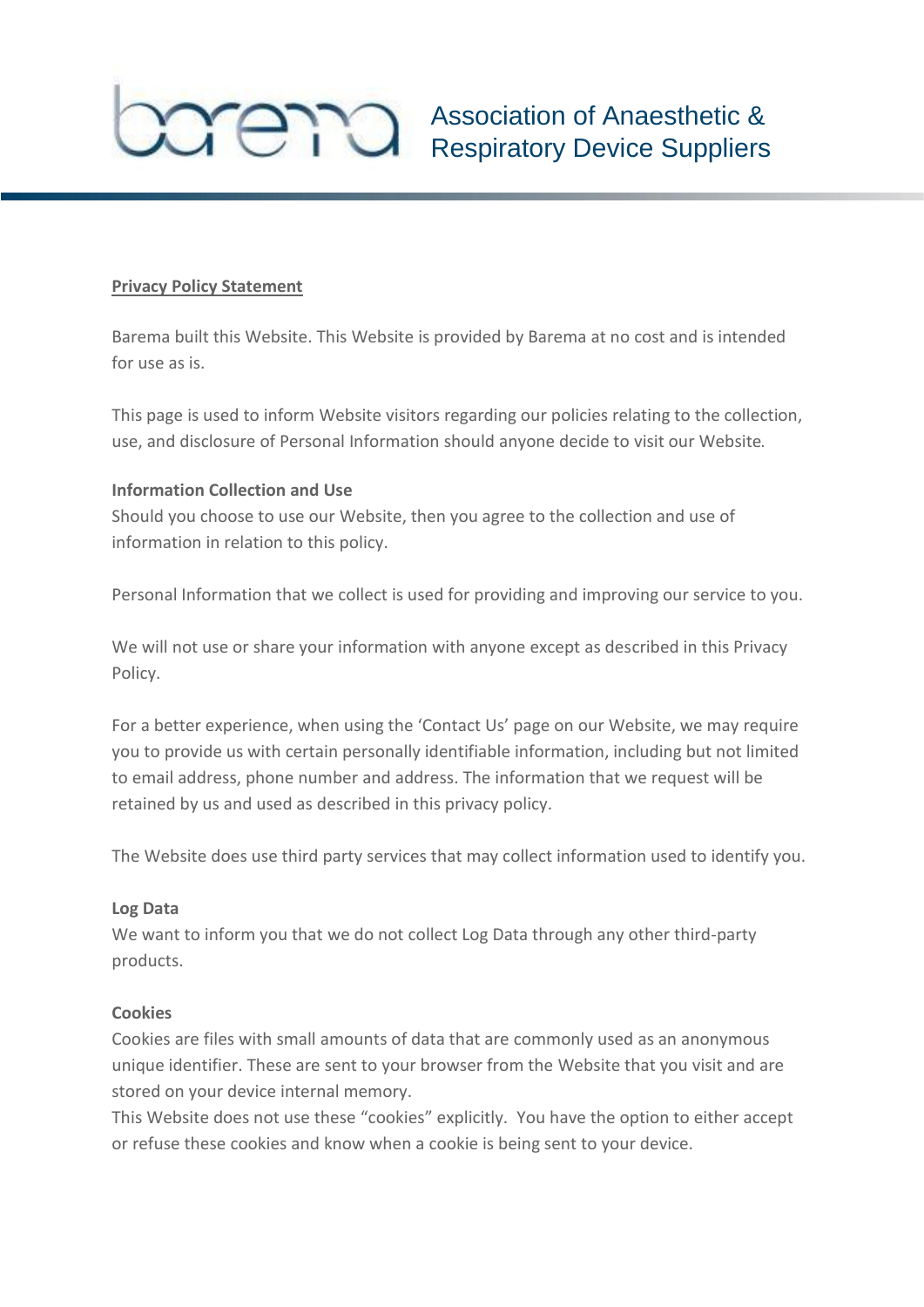barema

Association of Anaesthetic & Respiratory Device Suppliers

## Privacy Policy Statement

Barema built this Website. This Website is provided by Barema at no cost and is intended for use as is.

This page is used to inform Website visitors regarding our policies relating to the collection, use, and disclosure of Personal Information should anyone decide to visit our Website.

**Information Collection and Use**

Should you choose to use our Website, then you agree to the collection and use of information in relation to this policy.

Personal Information that we collect is used for providing and improving our service to you.

We will not use or share your information with anyone except as described in this Privacy Policy.

For a better experience, when using the 'Contact Us' page on our Website, we may require you to provide us with certain personally identifiable information, including but not limited to email address, phone number and address. The information that we request will be retained by us and used as described in this privacy policy.

The Website does use third party services that may collect information used to identify you.

**Log Data**

We want to inform you that we do not collect Log Data through any other third-party products.

**Cookies**

Cookies are files with small amounts of data that are commonly used as an anonymous unique identifier. These are sent to your browser from the Website that you visit and are stored on your device internal memory.

This Website does not use these "cookies" explicitly. You have the option to either accept or refuse these cookies and know when a cookie is being sent to your device.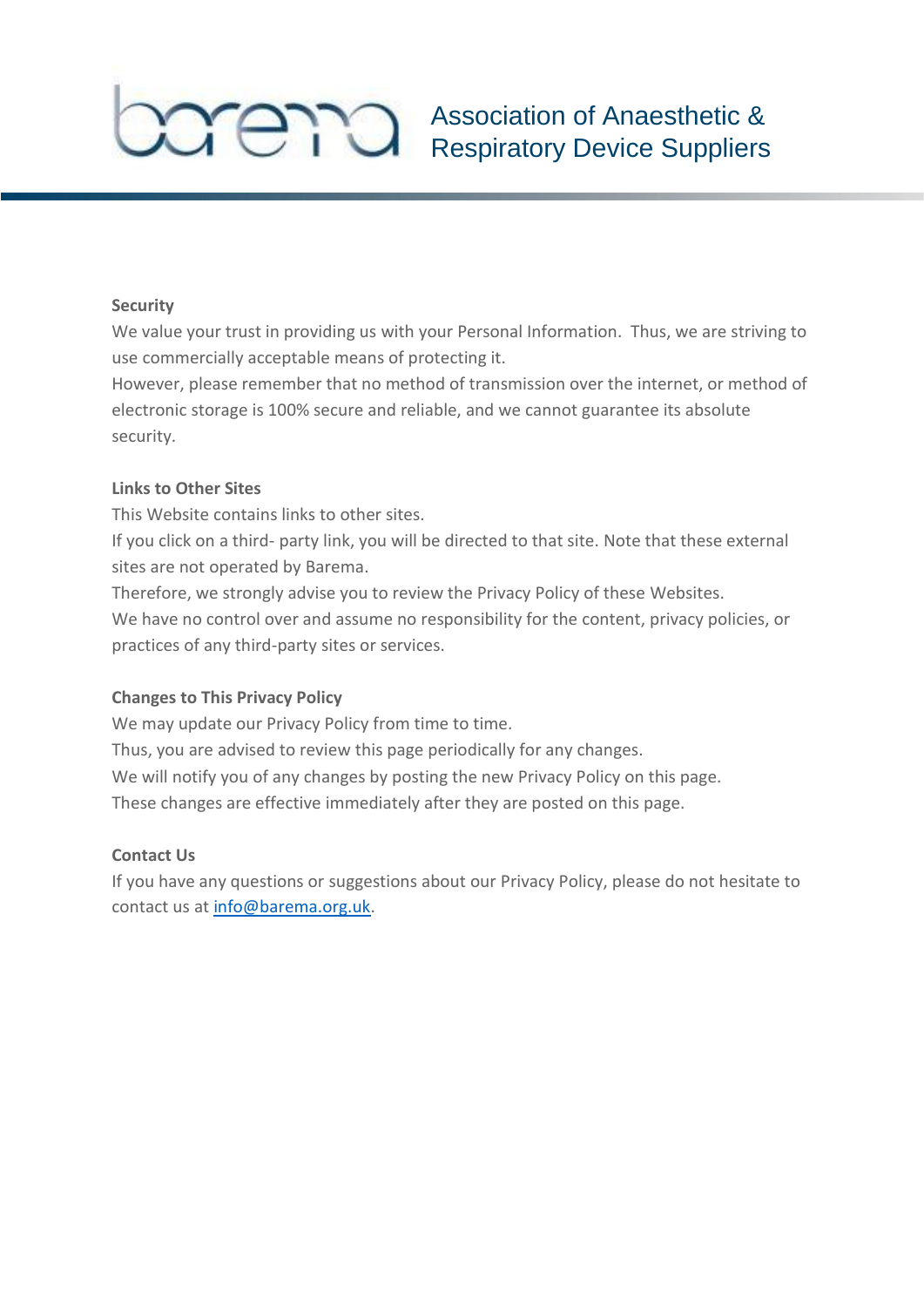**Security**

We value your trust in providing us with your Personal Information. Thus, we are striving to use commercially acceptable means of protecting it.
However, please remember that no method of transmission over the internet, or method of electronic storage is 100% secure and reliable, and we cannot guarantee its absolute security.

**Links to Other Sites**

This Website contains links to other sites.
If you click on a third- party link, you will be directed to that site. Note that these external sites are not operated by Barema.
Therefore, we strongly advise you to review the Privacy Policy of these Websites.
We have no control over and assume no responsibility for the content, privacy policies, or practices of any third-party sites or services.

**Changes to This Privacy Policy**

We may update our Privacy Policy from time to time.
Thus, you are advised to review this page periodically for any changes.
We will notify you of any changes by posting the new Privacy Policy on this page.
These changes are effective immediately after they are posted on this page.

**Contact Us**

If you have any questions or suggestions about our Privacy Policy, please do not hesitate to contact us at info@barema.org.uk.